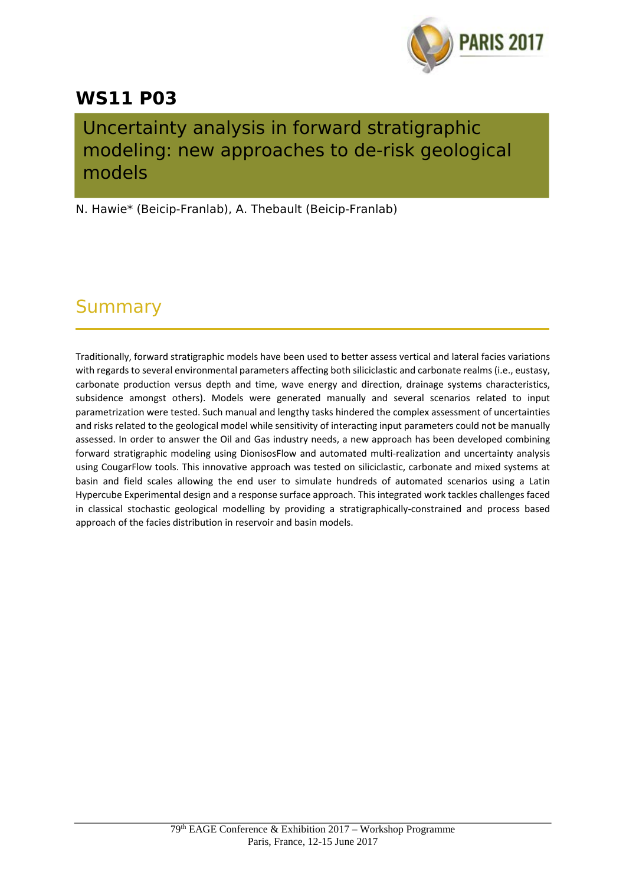# WS11 P03

## Uncertainty analysis in forward stratigraphic modeling: new approaches to de-risk geological models

N. Hawie* (Beicip-Franlab), A. Thebault (Beicip-Franlab)

## Summary

Traditionally, forward stratigraphic models have been used to better assess vertical and lateral facies variations with regards to several environmental parameters affecting both siliciclastic and carbonate realms (i.e., eustasy, carbonate production versus depth and time, wave energy and direction, drainage systems characteristics, subsidence amongst others). Models were generated manually and several scenarios related to input parametrization were tested. Such manual and lengthy tasks hindered the complex assessment of uncertainties and risks related to the geological model while sensitivity of interacting input parameters could not be manually assessed. In order to answer the Oil and Gas industry needs, a new approach has been developed combining forward stratigraphic modeling using DionisosFlow and automated multi-realization and uncertainty analysis using CougarFlow tools. This innovative approach was tested on siliciclastic, carbonate and mixed systems at basin and field scales allowing the end user to simulate hundreds of automated scenarios using a Latin Hypercube Experimental design and a response surface approach. This integrated work tackles challenges faced in classical stochastic geological modelling by providing a stratigraphically-constrained and process based approach of the facies distribution in reservoir and basin models.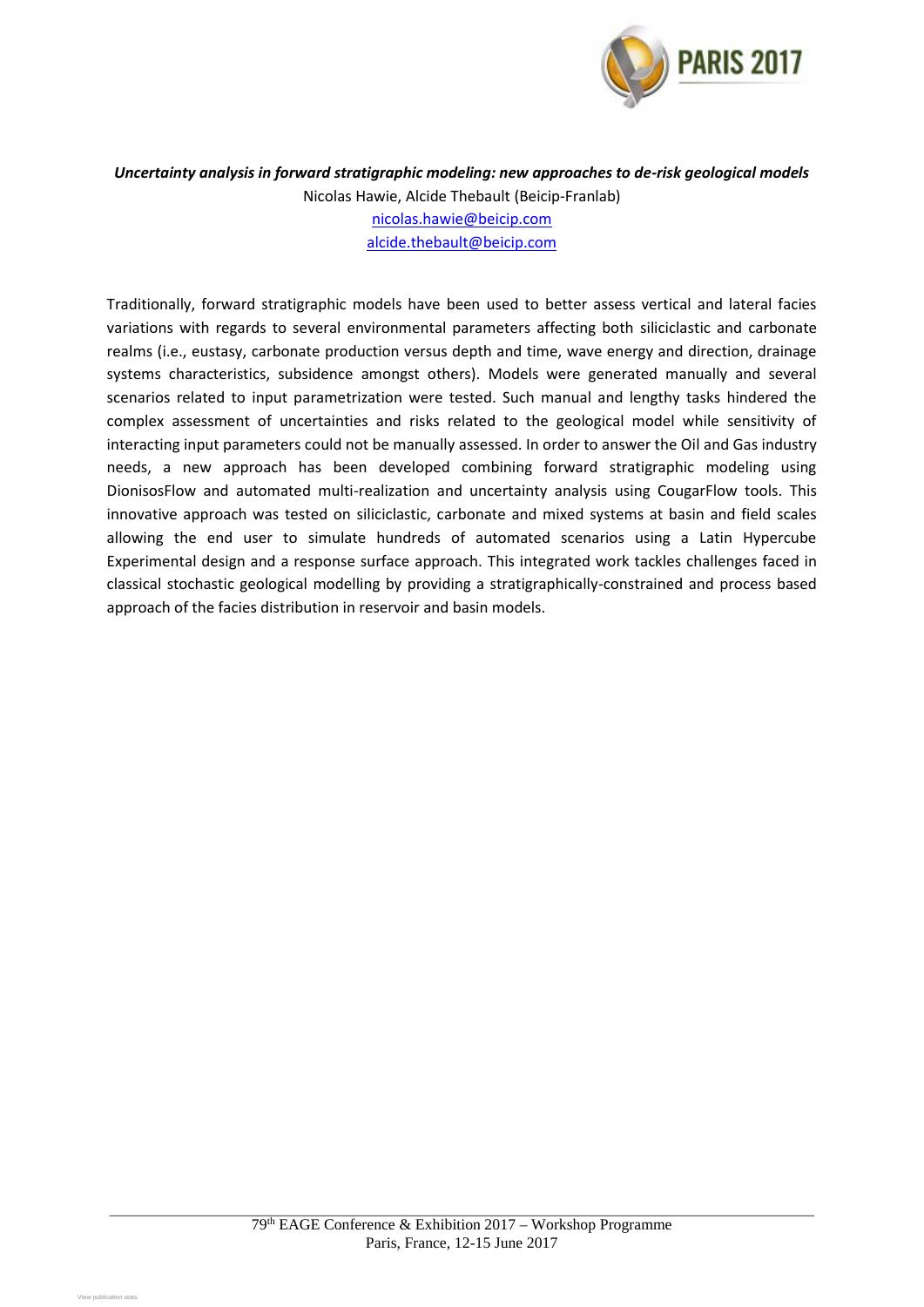***Uncertainty analysis in forward stratigraphic modeling: new approaches to de-risk geological models***

Nicolas Hawie, Alcide Thebault (Beicip-Franlab)

nicolas.hawie@beicip.com

alcide.thebault@beicip.com

Traditionally, forward stratigraphic models have been used to better assess vertical and lateral facies variations with regards to several environmental parameters affecting both siliciclastic and carbonate realms (i.e., eustasy, carbonate production versus depth and time, wave energy and direction, drainage systems characteristics, subsidence amongst others). Models were generated manually and several scenarios related to input parametrization were tested. Such manual and lengthy tasks hindered the complex assessment of uncertainties and risks related to the geological model while sensitivity of interacting input parameters could not be manually assessed. In order to answer the Oil and Gas industry needs, a new approach has been developed combining forward stratigraphic modeling using DionisosFlow and automated multi-realization and uncertainty analysis using CougarFlow tools. This innovative approach was tested on siliciclastic, carbonate and mixed systems at basin and field scales allowing the end user to simulate hundreds of automated scenarios using a Latin Hypercube Experimental design and a response surface approach. This integrated work tackles challenges faced in classical stochastic geological modelling by providing a stratigraphically-constrained and process based approach of the facies distribution in reservoir and basin models.